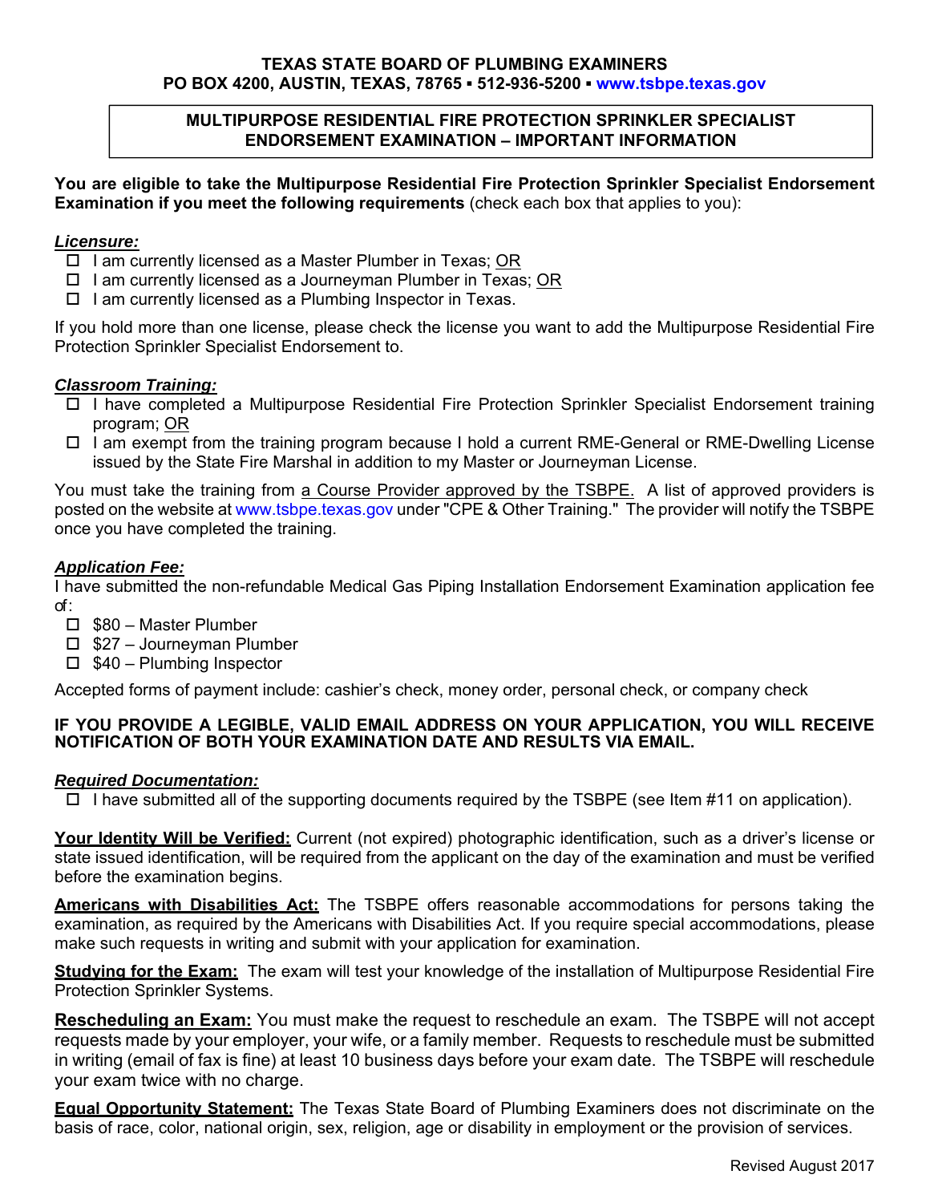**TEXAS STATE BOARD OF PLUMBING EXAMINERS**
**PO BOX 4200, AUSTIN, TEXAS, 78765 ▪ 512-936-5200 ▪ www.tsbpe.texas.gov**

## MULTIPURPOSE RESIDENTIAL FIRE PROTECTION SPRINKLER SPECIALIST ENDORSEMENT EXAMINATION – IMPORTANT INFORMATION

**You are eligible to take the Multipurpose Residential Fire Protection Sprinkler Specialist Endorsement Examination if you meet the following requirements** (check each box that applies to you):

***Licensure:***

- ☐ I am currently licensed as a Master Plumber in Texas; OR
- ☐ I am currently licensed as a Journeyman Plumber in Texas; OR
- ☐ I am currently licensed as a Plumbing Inspector in Texas.

If you hold more than one license, please check the license you want to add the Multipurpose Residential Fire Protection Sprinkler Specialist Endorsement to.

***Classroom Training:***

- ☐ I have completed a Multipurpose Residential Fire Protection Sprinkler Specialist Endorsement training program; OR
- ☐ I am exempt from the training program because I hold a current RME-General or RME-Dwelling License issued by the State Fire Marshal in addition to my Master or Journeyman License.

You must take the training from a Course Provider approved by the TSBPE. A list of approved providers is posted on the website at www.tsbpe.texas.gov under "CPE & Other Training." The provider will notify the TSBPE once you have completed the training.

***Application Fee:***

I have submitted the non-refundable Medical Gas Piping Installation Endorsement Examination application fee of:

- ☐ $80 – Master Plumber
- ☐ $27 – Journeyman Plumber
- ☐ $40 – Plumbing Inspector

Accepted forms of payment include: cashier's check, money order, personal check, or company check

**IF YOU PROVIDE A LEGIBLE, VALID EMAIL ADDRESS ON YOUR APPLICATION, YOU WILL RECEIVE NOTIFICATION OF BOTH YOUR EXAMINATION DATE AND RESULTS VIA EMAIL.**

***Required Documentation:***

- ☐ I have submitted all of the supporting documents required by the TSBPE (see Item #11 on application).

**Your Identity Will be Verified:** Current (not expired) photographic identification, such as a driver's license or state issued identification, will be required from the applicant on the day of the examination and must be verified before the examination begins.

**Americans with Disabilities Act:** The TSBPE offers reasonable accommodations for persons taking the examination, as required by the Americans with Disabilities Act. If you require special accommodations, please make such requests in writing and submit with your application for examination.

**Studying for the Exam:** The exam will test your knowledge of the installation of Multipurpose Residential Fire Protection Sprinkler Systems.

**Rescheduling an Exam:** You must make the request to reschedule an exam. The TSBPE will not accept requests made by your employer, your wife, or a family member. Requests to reschedule must be submitted in writing (email of fax is fine) at least 10 business days before your exam date. The TSBPE will reschedule your exam twice with no charge.

**Equal Opportunity Statement:** The Texas State Board of Plumbing Examiners does not discriminate on the basis of race, color, national origin, sex, religion, age or disability in employment or the provision of services.

Revised August 2017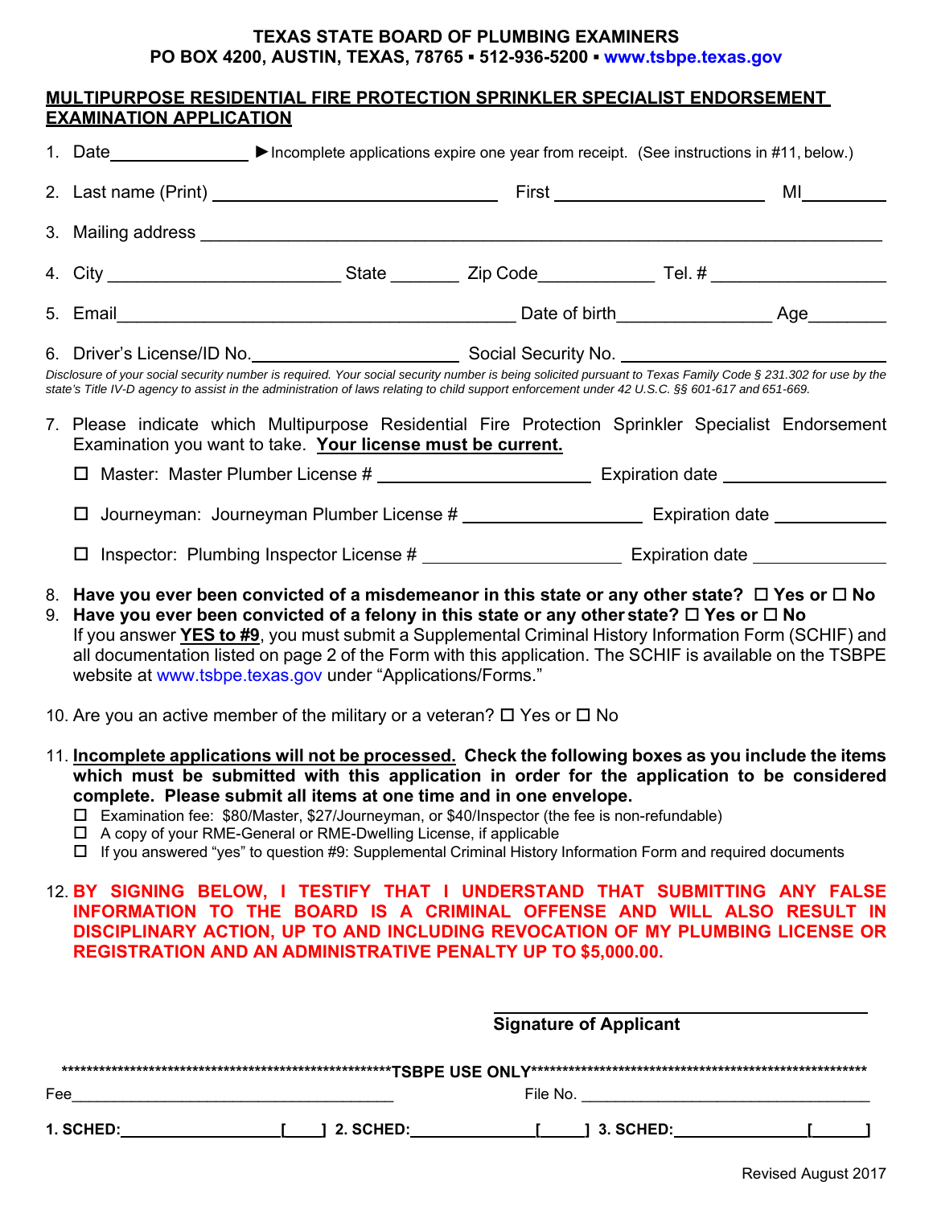**TEXAS STATE BOARD OF PLUMBING EXAMINERS**
**PO BOX 4200, AUSTIN, TEXAS, 78765 ▪ 512-936-5200 ▪ www.tsbpe.texas.gov**

## MULTIPURPOSE RESIDENTIAL FIRE PROTECTION SPRINKLER SPECIALIST ENDORSEMENT EXAMINATION APPLICATION

1. Date______________ ►Incomplete applications expire one year from receipt. (See instructions in #11, below.)

2. Last name (Print) ____________________________ First ____________________ MI________

3. Mailing address ______________________________________________________________

4. City ______________________ State _______ Zip Code___________ Tel. # ________________

5. Email______________________________________ Date of birth______________ Age_______

6. Driver's License/ID No.____________________ Social Security No. ______________________

*Disclosure of your social security number is required. Your social security number is being solicited pursuant to Texas Family Code § 231.302 for use by the state's Title IV-D agency to assist in the administration of laws relating to child support enforcement under 42 U.S.C. §§ 601-617 and 651-669.*

7. Please indicate which Multipurpose Residential Fire Protection Sprinkler Specialist Endorsement Examination you want to take. **Your license must be current.**

   ☐ Master: Master Plumber License # ____________________ Expiration date ______________

   ☐ Journeyman: Journeyman Plumber License # _________________ Expiration date ___________

   ☐ Inspector: Plumbing Inspector License # ___________________ Expiration date ____________

8. **Have you ever been convicted of a misdemeanor in this state or any other state? ☐ Yes or ☐ No**

9. **Have you ever been convicted of a felony in this state or any other state? ☐ Yes or ☐ No**
   If you answer **YES to #9**, you must submit a Supplemental Criminal History Information Form (SCHIF) and all documentation listed on page 2 of the Form with this application. The SCHIF is available on the TSBPE website at www.tsbpe.texas.gov under "Applications/Forms."

10. Are you an active member of the military or a veteran? ☐ Yes or ☐ No

11. **Incomplete applications will not be processed. Check the following boxes as you include the items which must be submitted with this application in order for the application to be considered complete. Please submit all items at one time and in one envelope.**
    - ☐ Examination fee: $80/Master, $27/Journeyman, or $40/Inspector (the fee is non-refundable)
    - ☐ A copy of your RME-General or RME-Dwelling License, if applicable
    - ☐ If you answered "yes" to question #9: Supplemental Criminal History Information Form and required documents

12. **BY SIGNING BELOW, I TESTIFY THAT I UNDERSTAND THAT SUBMITTING ANY FALSE INFORMATION TO THE BOARD IS A CRIMINAL OFFENSE AND WILL ALSO RESULT IN DISCIPLINARY ACTION, UP TO AND INCLUDING REVOCATION OF MY PLUMBING LICENSE OR REGISTRATION AND AN ADMINISTRATIVE PENALTY UP TO $5,000.00.**

______________________________
**Signature of Applicant**

**\*\*\*\*\*\*\*\*\*\*\*\*\*\*\*\*\*\*\*\*\*\*\*\*\*\*\*\*\*\*TSBPE USE ONLY\*\*\*\*\*\*\*\*\*\*\*\*\*\*\*\*\*\*\*\*\*\*\*\*\*\*\*\*\*\***

Fee__________________________________ File No. ______________________________

**1. SCHED:________________ [____] 2. SCHED:_____________ [_____] 3. SCHED:______________ [______]**

Revised August 2017